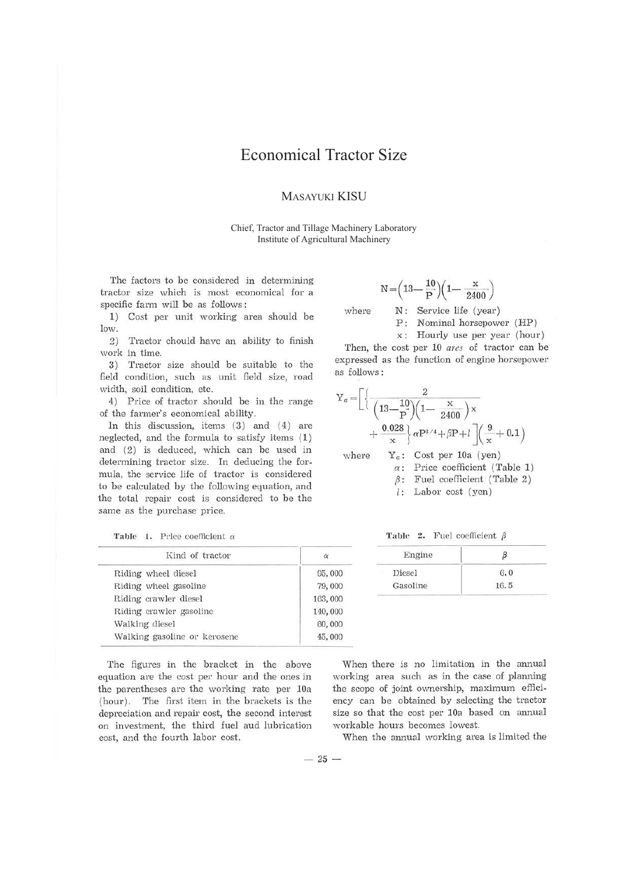# Economical Tractor Size

MASAYUKI KISU

Chief, Tractor and Tillage Machinery Laboratory
Institute of Agricultural Machinery

The factors to be considered in determining tractor size which is most economical for a specific farm will be as follows:

1) Cost per unit working area should be low.

2) Tractor chould have an ability to finish work in time.

3) Tractor size should be suitable to the field condition, such as unit field size, road width, soil condition, etc.

4) Price of tractor should be in the range of the farmer's economical ability.

In this discussion, items (3) and (4) are neglected, and the formula to satisfy items (1) and (2) is deduced, which can be used in determining tractor size. In deducing the formula, the service life of tractor is considered to be calculated by the following equation, and the total repair cost is considered to be the same as the purchase price.

$$N=\left(13-\frac{10}{P}\right)\left(1-\frac{x}{2400}\right)$$

where
N: Service life (year)
P: Nominal horsepower (HP)
x: Hourly use per year (hour)

Then, the cost per 10 *ares* of tractor can be expressed as the function of engine horsepower as follows:

$$Y_a=\left[\left\{\frac{2}{\left(13-\frac{10}{P}\right)\left(1-\frac{x}{2400}\right)x}+\frac{0.028}{x}\right\}\alpha P^{3/4}+\beta P+l\right]\left(\frac{9}{x}+0.1\right)$$

where
$Y_a$: Cost per 10a (yen)
$\alpha$: Price coefficient (Table 1)
$\beta$: Fuel coefficient (Table 2)
$l$: Labor cost (yen)

**Table 1.** Price coefficient $\alpha$

| Kind of tractor | $\alpha$ |
|---|---|
| Riding wheel diesel | 95,000 |
| Riding wheel gasoline | 79,000 |
| Riding crawler diesel | 163,000 |
| Riding crawler gasoline | 140,000 |
| Walking diesel | 60,000 |
| Walking gasoline or kerosene | 45,000 |

**Table 2.** Fuel coefficient $\beta$

| Engine | $\beta$ |
|---|---|
| Diesel | 6.0 |
| Gasoline | 16.5 |

The figures in the bracket in the above equation are the cost per hour and the ones in the parentheses are the working rate per 10a (hour). The first item in the brackets is the depreciation and repair cost, the second interest on investment, the third fuel aud lubrication cost, and the fourth labor cost.

When there is no limitation in the annual working area such as in the case of planning the scope of joint ownership, maximum efficiency can be obtained by selecting the tractor size so that the cost per 10a based on annual workable hours becomes lowest.

When the annual working area is limited the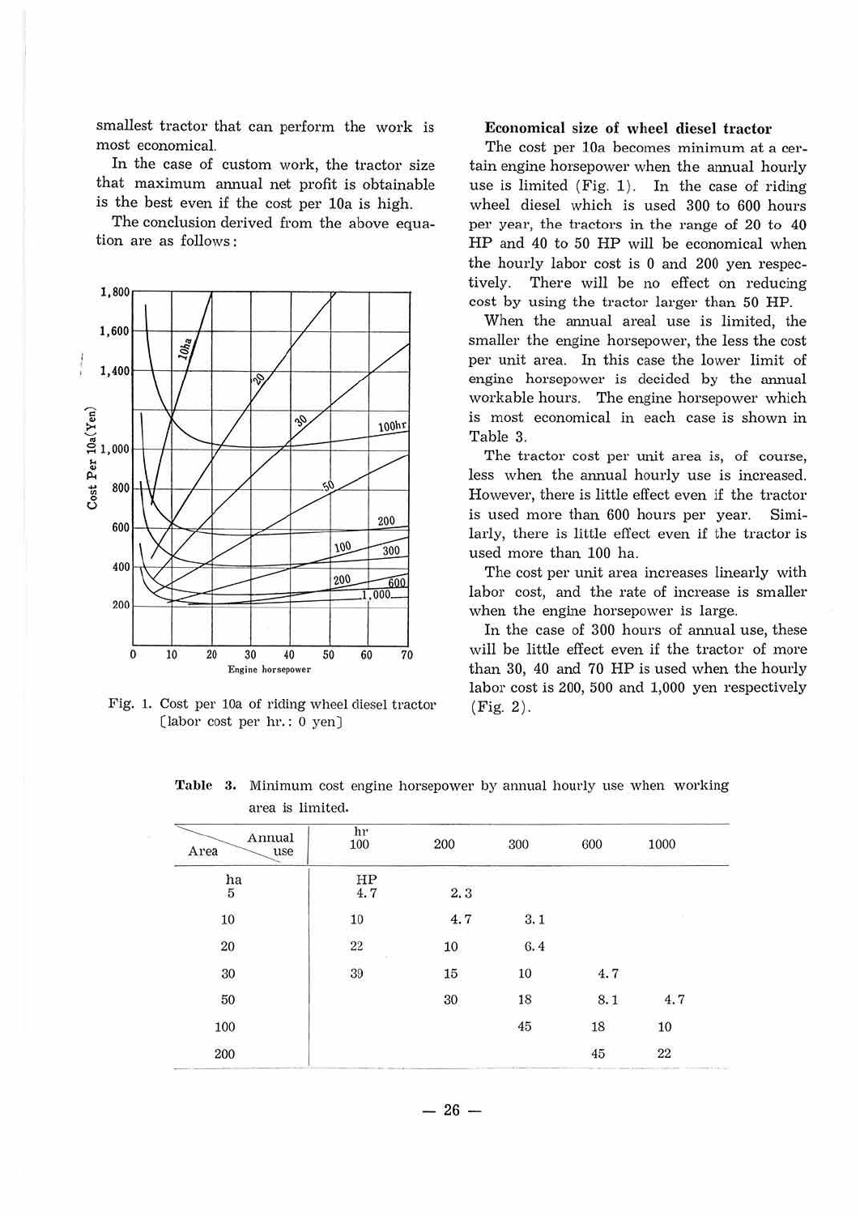smallest tractor that can perform the work is most economical.

In the case of custom work, the tractor size that maximum annual net profit is obtainable is the best even if the cost per 10a is high.

The conclusion derived from the above equation are as follows:

Fig. 1. Cost per 10a of riding wheel diesel tractor [labor cost per hr.: 0 yen]

### Economical size of wheel diesel tractor

The cost per 10a becomes minimum at a certain engine horsepower when the annual hourly use is limited (Fig. 1). In the case of riding wheel diesel which is used 300 to 600 hours per year, the tractors in the range of 20 to 40 HP and 40 to 50 HP will be economical when the hourly labor cost is 0 and 200 yen respectively. There will be no effect on reducing cost by using the tractor larger than 50 HP.

When the annual areal use is limited, the smaller the engine horsepower, the less the cost per unit area. In this case the lower limit of engine horsepower is decided by the annual workable hours. The engine horsepower which is most economical in each case is shown in Table 3.

The tractor cost per unit area is, of course, less when the annual hourly use is increased. However, there is little effect even if the tractor is used more than 600 hours per year. Similarly, there is little effect even if the tractor is used more than 100 ha.

The cost per unit area increases linearly with labor cost, and the rate of increase is smaller when the engine horsepower is large.

In the case of 300 hours of annual use, these will be little effect even if the tractor of more than 30, 40 and 70 HP is used when the hourly labor cost is 200, 500 and 1,000 yen respectively (Fig. 2).

**Table 3.** Minimum cost engine horsepower by annual hourly use when working area is limited.

| Area \ Annual use | hr 100 | 200 | 300 | 600 | 1000 |
|---|---|---|---|---|---|
| ha 5 | HP 4.7 | 2.3 | | | |
| 10 | 10 | 4.7 | 3.1 | | |
| 20 | 22 | 10 | 6.4 | | |
| 30 | 39 | 15 | 10 | 4.7 | |
| 50 | | 30 | 18 | 8.1 | 4.7 |
| 100 | | | 45 | 18 | 10 |
| 200 | | | | 45 | 22 |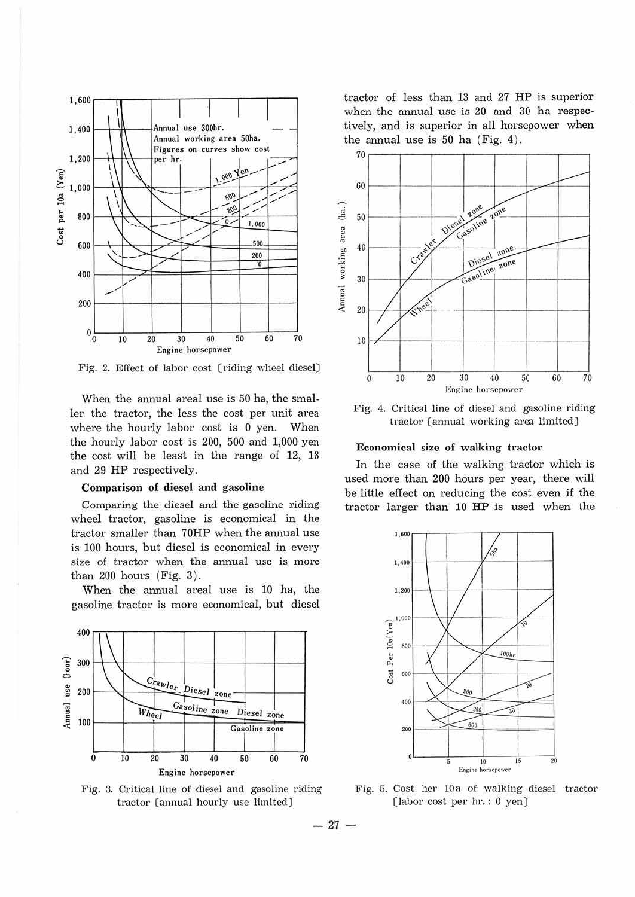Fig. 2. Effect of labor cost [riding wheel diesel]

When the annual areal use is 50 ha, the smaller the tractor, the less the cost per unit area where the hourly labor cost is 0 yen. When the hourly labor cost is 200, 500 and 1,000 yen the cost will be least in the range of 12, 18 and 29 HP respectively.

**Comparison of diesel and gasoline**

Comparing the diesel and the gasoline riding wheel tractor, gasoline is economical in the tractor smaller than 70HP when the annual use is 100 hours, but diesel is economical in every size of tractor when the annual use is more than 200 hours (Fig. 3).

When the annual areal use is 10 ha, the gasoline tractor is more economical, but diesel tractor of less than 13 and 27 HP is superior when the annual use is 20 and 30 ha respectively, and is superior in all horsepower when the annual use is 50 ha (Fig. 4).

Fig. 3. Critical line of diesel and gasoline riding tractor [annual hourly use limited]

Fig. 4. Critical line of diesel and gasoline riding tractor [annual working area limited]

**Economical size of walking tractor**

In the case of the walking tractor which is used more than 200 hours per year, there will be little effect on reducing the cost even if the tractor larger than 10 HP is used when the

Fig. 5. Cost her 10a of walking diesel tractor [labor cost per hr.: 0 yen]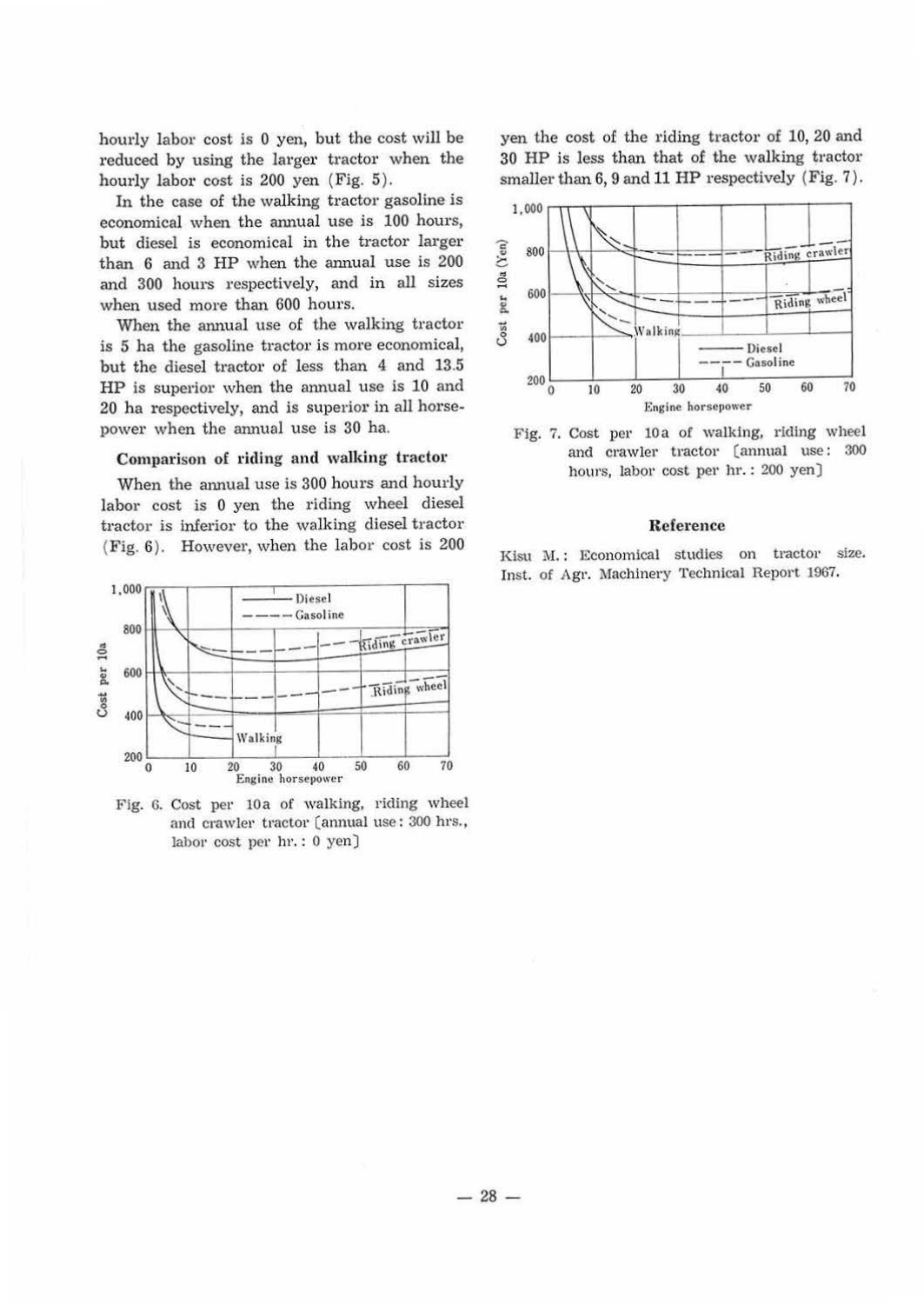hourly labor cost is 0 yen, but the cost will be reduced by using the larger tractor when the hourly labor cost is 200 yen (Fig. 5).

In the case of the walking tractor gasoline is economical when the annual use is 100 hours, but diesel is economical in the tractor larger than 6 and 3 HP when the annual use is 200 and 300 hours respectively, and in all sizes when used more than 600 hours.

When the annual use of the walking tractor is 5 ha the gasoline tractor is more economical, but the diesel tractor of less than 4 and 13.5 HP is superior when the annual use is 10 and 20 ha respectively, and is superior in all horsepower when the annual use is 30 ha.

### Comparison of riding and walking tractor

When the annual use is 300 hours and hourly labor cost is 0 yen the riding wheel diesel tractor is inferior to the walking diesel tractor (Fig. 6). However, when the labor cost is 200 yen the cost of the riding tractor of 10, 20 and 30 HP is less than that of the walking tractor smaller than 6, 9 and 11 HP respectively (Fig. 7).

Cost per 10a
1,000
800
600
400
200
0 10 20 30 40 50 60 70
Engine horsepower
Diesel
Gasoline
Riding crawler
Riding wheel
Walking

Fig. 6. Cost per 10a of walking, riding wheel and crawler tractor [annual use: 300 hrs., labor cost per hr.: 0 yen]

Cost per 10a (Yen)
1,000
800
600
400
200
0 10 20 30 40 50 60 70
Engine horsepower
Riding crawler
Riding wheel
Walking
Diesel
Gasoline

Fig. 7. Cost per 10a of walking, riding wheel and crawler tractor [annual use: 300 hours, labor cost per hr.: 200 yen]

### Reference

Kisu M.: Economical studies on tractor size. Inst. of Agr. Machinery Technical Report 1967.